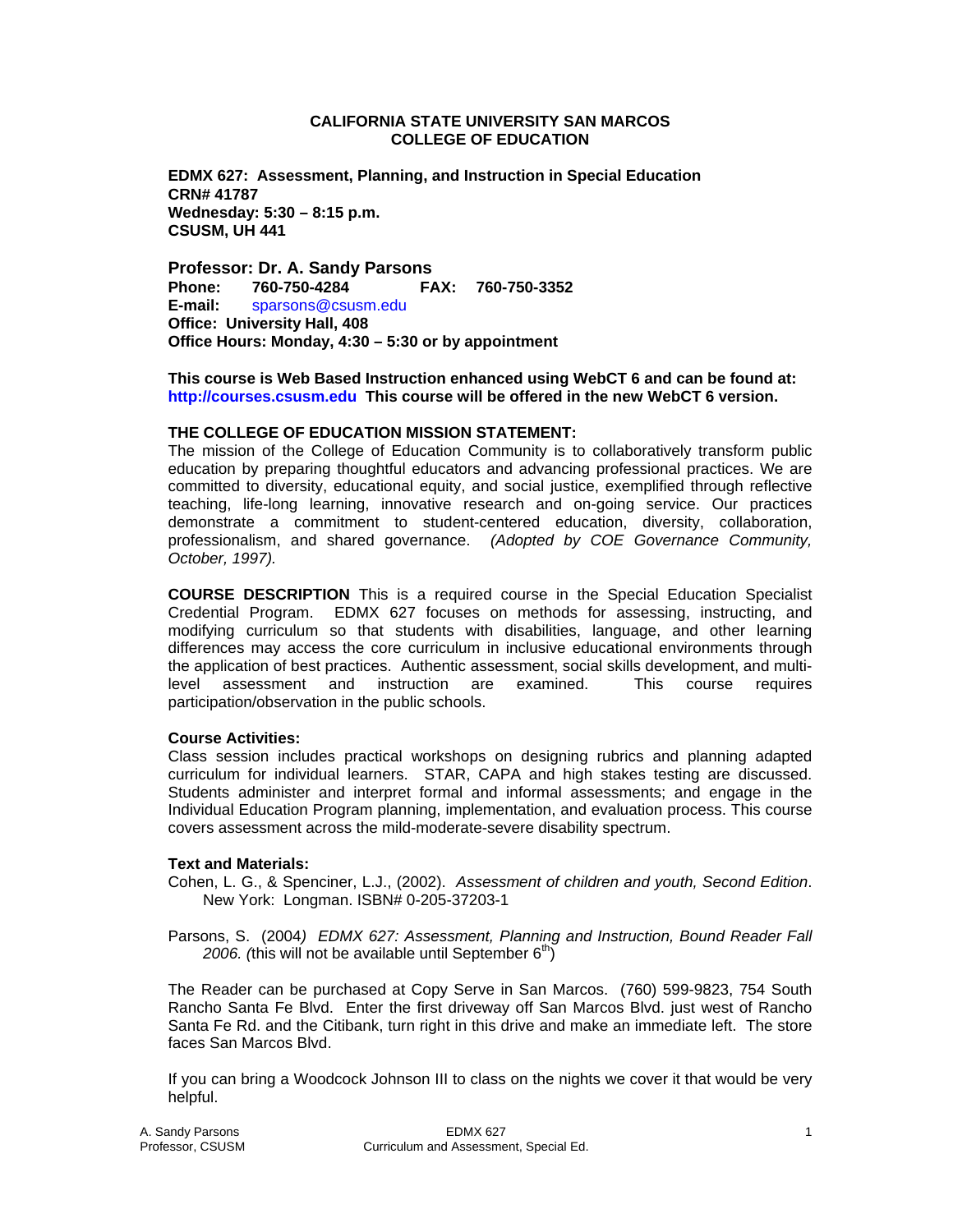**CALIFORNIA STATE UNIVERSITY SAN MARCOS**
**COLLEGE OF EDUCATION**

**EDMX 627: Assessment, Planning, and Instruction in Special Education**
**CRN# 41787**
**Wednesday: 5:30 – 8:15 p.m.**
**CSUSM, UH 441**

**Professor: Dr. A. Sandy Parsons**
**Phone: 760-750-4284 FAX: 760-750-3352**
**E-mail:** sparsons@csusm.edu
**Office: University Hall, 408**
**Office Hours: Monday, 4:30 – 5:30 or by appointment**

**This course is Web Based Instruction enhanced using WebCT 6 and can be found at: http://courses.csusm.edu This course will be offered in the new WebCT 6 version.**

**THE COLLEGE OF EDUCATION MISSION STATEMENT:**
The mission of the College of Education Community is to collaboratively transform public education by preparing thoughtful educators and advancing professional practices. We are committed to diversity, educational equity, and social justice, exemplified through reflective teaching, life-long learning, innovative research and on-going service. Our practices demonstrate a commitment to student-centered education, diversity, collaboration, professionalism, and shared governance. *(Adopted by COE Governance Community, October, 1997).*

**COURSE DESCRIPTION** This is a required course in the Special Education Specialist Credential Program. EDMX 627 focuses on methods for assessing, instructing, and modifying curriculum so that students with disabilities, language, and other learning differences may access the core curriculum in inclusive educational environments through the application of best practices. Authentic assessment, social skills development, and multi-level assessment and instruction are examined. This course requires participation/observation in the public schools.

**Course Activities:**
Class session includes practical workshops on designing rubrics and planning adapted curriculum for individual learners. STAR, CAPA and high stakes testing are discussed. Students administer and interpret formal and informal assessments; and engage in the Individual Education Program planning, implementation, and evaluation process. This course covers assessment across the mild-moderate-severe disability spectrum.

**Text and Materials:**
Cohen, L. G., & Spenciner, L.J., (2002). *Assessment of children and youth, Second Edition*. New York: Longman. ISBN# 0-205-37203-1

Parsons, S. (2004*) EDMX 627: Assessment, Planning and Instruction, Bound Reader Fall 2006. (*this will not be available until September 6th)

The Reader can be purchased at Copy Serve in San Marcos. (760) 599-9823, 754 South Rancho Santa Fe Blvd. Enter the first driveway off San Marcos Blvd. just west of Rancho Santa Fe Rd. and the Citibank, turn right in this drive and make an immediate left. The store faces San Marcos Blvd.

If you can bring a Woodcock Johnson III to class on the nights we cover it that would be very helpful.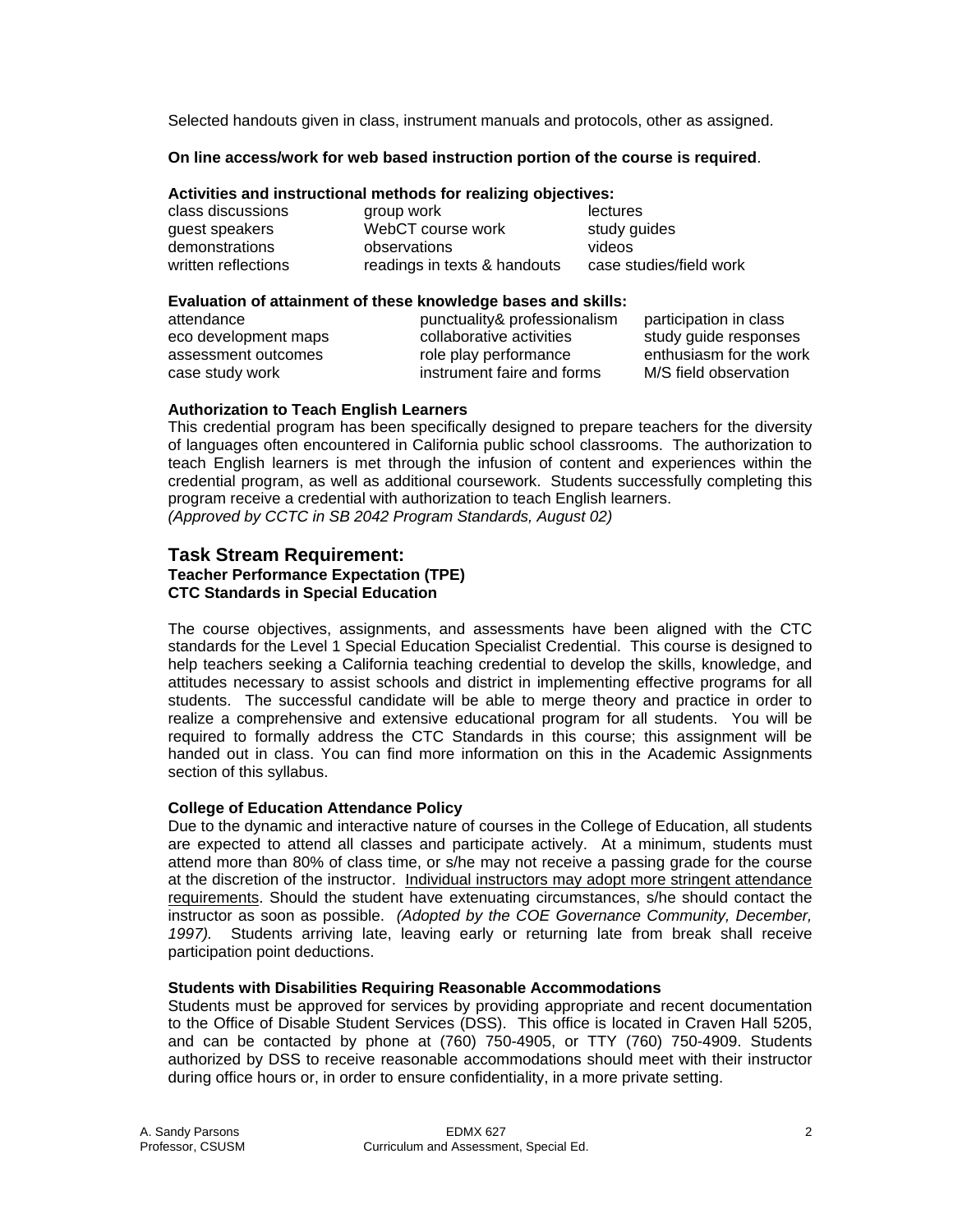Selected handouts given in class, instrument manuals and protocols, other as assigned.

**On line access/work for web based instruction portion of the course is required**.

**Activities and instructional methods for realizing objectives:**

| | | |
|---|---|---|
| class discussions | group work | lectures |
| guest speakers | WebCT course work | study guides |
| demonstrations | observations | videos |
| written reflections | readings in texts & handouts | case studies/field work |

**Evaluation of attainment of these knowledge bases and skills:**

| | | |
|---|---|---|
| attendance | punctuality& professionalism | participation in class |
| eco development maps | collaborative activities | study guide responses |
| assessment outcomes | role play performance | enthusiasm for the work |
| case study work | instrument faire and forms | M/S field observation |

**Authorization to Teach English Learners**

This credential program has been specifically designed to prepare teachers for the diversity of languages often encountered in California public school classrooms. The authorization to teach English learners is met through the infusion of content and experiences within the credential program, as well as additional coursework. Students successfully completing this program receive a credential with authorization to teach English learners.
*(Approved by CCTC in SB 2042 Program Standards, August 02)*

## Task Stream Requirement:

**Teacher Performance Expectation (TPE)**
**CTC Standards in Special Education**

The course objectives, assignments, and assessments have been aligned with the CTC standards for the Level 1 Special Education Specialist Credential. This course is designed to help teachers seeking a California teaching credential to develop the skills, knowledge, and attitudes necessary to assist schools and district in implementing effective programs for all students. The successful candidate will be able to merge theory and practice in order to realize a comprehensive and extensive educational program for all students. You will be required to formally address the CTC Standards in this course; this assignment will be handed out in class. You can find more information on this in the Academic Assignments section of this syllabus.

**College of Education Attendance Policy**

Due to the dynamic and interactive nature of courses in the College of Education, all students are expected to attend all classes and participate actively. At a minimum, students must attend more than 80% of class time, or s/he may not receive a passing grade for the course at the discretion of the instructor. Individual instructors may adopt more stringent attendance requirements. Should the student have extenuating circumstances, s/he should contact the instructor as soon as possible. *(Adopted by the COE Governance Community, December, 1997).* Students arriving late, leaving early or returning late from break shall receive participation point deductions.

**Students with Disabilities Requiring Reasonable Accommodations**

Students must be approved for services by providing appropriate and recent documentation to the Office of Disable Student Services (DSS). This office is located in Craven Hall 5205, and can be contacted by phone at (760) 750-4905, or TTY (760) 750-4909. Students authorized by DSS to receive reasonable accommodations should meet with their instructor during office hours or, in order to ensure confidentiality, in a more private setting.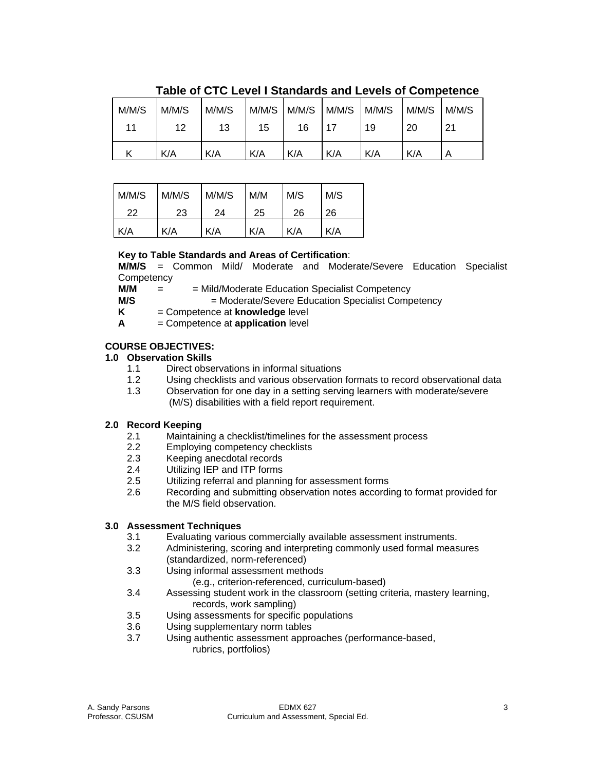## Table of CTC Level I Standards and Levels of Competence

| M/M/S 11 | M/M/S 12 | M/M/S 13 | M/M/S 15 | M/M/S 16 | M/M/S 17 | M/M/S 19 | M/M/S 20 | M/M/S 21 |
|---|---|---|---|---|---|---|---|---|
| K | K/A | K/A | K/A | K/A | K/A | K/A | K/A | A |

| M/M/S 22 | M/M/S 23 | M/M/S 24 | M/M 25 | M/S 26 | M/S 26 |
|---|---|---|---|---|---|
| K/A | K/A | K/A | K/A | K/A | K/A |

**Key to Table Standards and Areas of Certification**:

**M/M/S** = Common Mild/ Moderate and Moderate/Severe Education Specialist Competency

**M/M** = = Mild/Moderate Education Specialist Competency

**M/S** = Moderate/Severe Education Specialist Competency

**K** = Competence at **knowledge** level

**A** = Competence at **application** level

**COURSE OBJECTIVES:**

**1.0 Observation Skills**

- 1.1 Direct observations in informal situations
- 1.2 Using checklists and various observation formats to record observational data
- 1.3 Observation for one day in a setting serving learners with moderate/severe (M/S) disabilities with a field report requirement.

**2.0 Record Keeping**

- 2.1 Maintaining a checklist/timelines for the assessment process
- 2.2 Employing competency checklists
- 2.3 Keeping anecdotal records
- 2.4 Utilizing IEP and ITP forms
- 2.5 Utilizing referral and planning for assessment forms
- 2.6 Recording and submitting observation notes according to format provided for the M/S field observation.

**3.0 Assessment Techniques**

- 3.1 Evaluating various commercially available assessment instruments.
- 3.2 Administering, scoring and interpreting commonly used formal measures (standardized, norm-referenced)
- 3.3 Using informal assessment methods (e.g., criterion-referenced, curriculum-based)
- 3.4 Assessing student work in the classroom (setting criteria, mastery learning, records, work sampling)
- 3.5 Using assessments for specific populations
- 3.6 Using supplementary norm tables
- 3.7 Using authentic assessment approaches (performance-based, rubrics, portfolios)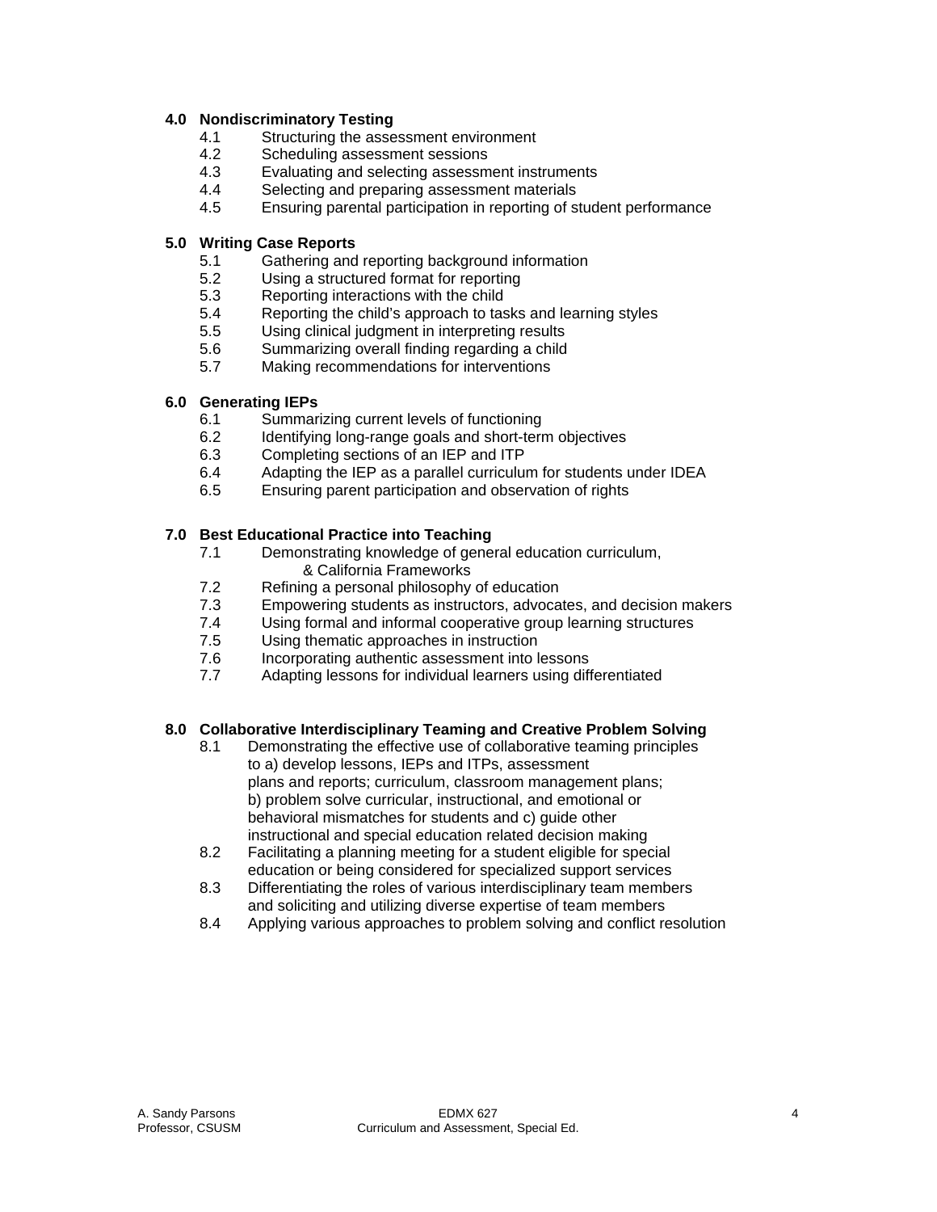**4.0 Nondiscriminatory Testing**

- 4.1 Structuring the assessment environment
- 4.2 Scheduling assessment sessions
- 4.3 Evaluating and selecting assessment instruments
- 4.4 Selecting and preparing assessment materials
- 4.5 Ensuring parental participation in reporting of student performance

**5.0 Writing Case Reports**

- 5.1 Gathering and reporting background information
- 5.2 Using a structured format for reporting
- 5.3 Reporting interactions with the child
- 5.4 Reporting the child's approach to tasks and learning styles
- 5.5 Using clinical judgment in interpreting results
- 5.6 Summarizing overall finding regarding a child
- 5.7 Making recommendations for interventions

**6.0 Generating IEPs**

- 6.1 Summarizing current levels of functioning
- 6.2 Identifying long-range goals and short-term objectives
- 6.3 Completing sections of an IEP and ITP
- 6.4 Adapting the IEP as a parallel curriculum for students under IDEA
- 6.5 Ensuring parent participation and observation of rights

**7.0 Best Educational Practice into Teaching**

- 7.1 Demonstrating knowledge of general education curriculum, & California Frameworks
- 7.2 Refining a personal philosophy of education
- 7.3 Empowering students as instructors, advocates, and decision makers
- 7.4 Using formal and informal cooperative group learning structures
- 7.5 Using thematic approaches in instruction
- 7.6 Incorporating authentic assessment into lessons
- 7.7 Adapting lessons for individual learners using differentiated

**8.0 Collaborative Interdisciplinary Teaming and Creative Problem Solving**

- 8.1 Demonstrating the effective use of collaborative teaming principles to a) develop lessons, IEPs and ITPs, assessment plans and reports; curriculum, classroom management plans; b) problem solve curricular, instructional, and emotional or behavioral mismatches for students and c) guide other instructional and special education related decision making
- 8.2 Facilitating a planning meeting for a student eligible for special education or being considered for specialized support services
- 8.3 Differentiating the roles of various interdisciplinary team members and soliciting and utilizing diverse expertise of team members
- 8.4 Applying various approaches to problem solving and conflict resolution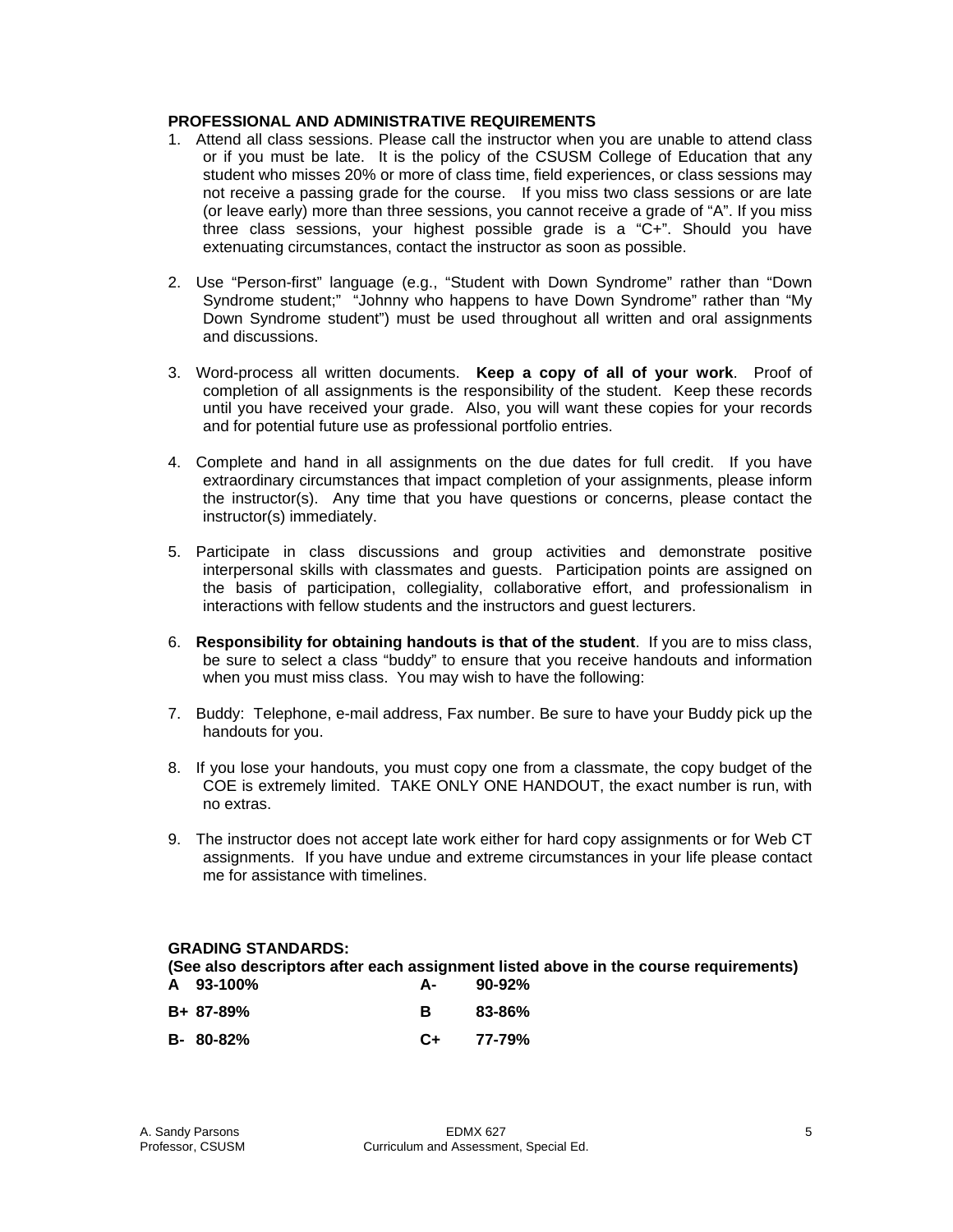**PROFESSIONAL AND ADMINISTRATIVE REQUIREMENTS**

1. Attend all class sessions. Please call the instructor when you are unable to attend class or if you must be late. It is the policy of the CSUSM College of Education that any student who misses 20% or more of class time, field experiences, or class sessions may not receive a passing grade for the course. If you miss two class sessions or are late (or leave early) more than three sessions, you cannot receive a grade of "A". If you miss three class sessions, your highest possible grade is a "C+". Should you have extenuating circumstances, contact the instructor as soon as possible.

2. Use "Person-first" language (e.g., "Student with Down Syndrome" rather than "Down Syndrome student;" "Johnny who happens to have Down Syndrome" rather than "My Down Syndrome student") must be used throughout all written and oral assignments and discussions.

3. Word-process all written documents. **Keep a copy of all of your work**. Proof of completion of all assignments is the responsibility of the student. Keep these records until you have received your grade. Also, you will want these copies for your records and for potential future use as professional portfolio entries.

4. Complete and hand in all assignments on the due dates for full credit. If you have extraordinary circumstances that impact completion of your assignments, please inform the instructor(s). Any time that you have questions or concerns, please contact the instructor(s) immediately.

5. Participate in class discussions and group activities and demonstrate positive interpersonal skills with classmates and guests. Participation points are assigned on the basis of participation, collegiality, collaborative effort, and professionalism in interactions with fellow students and the instructors and guest lecturers.

6. **Responsibility for obtaining handouts is that of the student**. If you are to miss class, be sure to select a class "buddy" to ensure that you receive handouts and information when you must miss class. You may wish to have the following:

7. Buddy: Telephone, e-mail address, Fax number. Be sure to have your Buddy pick up the handouts for you.

8. If you lose your handouts, you must copy one from a classmate, the copy budget of the COE is extremely limited. TAKE ONLY ONE HANDOUT, the exact number is run, with no extras.

9. The instructor does not accept late work either for hard copy assignments or for Web CT assignments. If you have undue and extreme circumstances in your life please contact me for assistance with timelines.

**GRADING STANDARDS:**
**(See also descriptors after each assignment listed above in the course requirements)**

| | | | |
|---|---|---|---|
| **A** | **93-100%** | **A-** | **90-92%** |
| **B+** | **87-89%** | **B** | **83-86%** |
| **B-** | **80-82%** | **C+** | **77-79%** |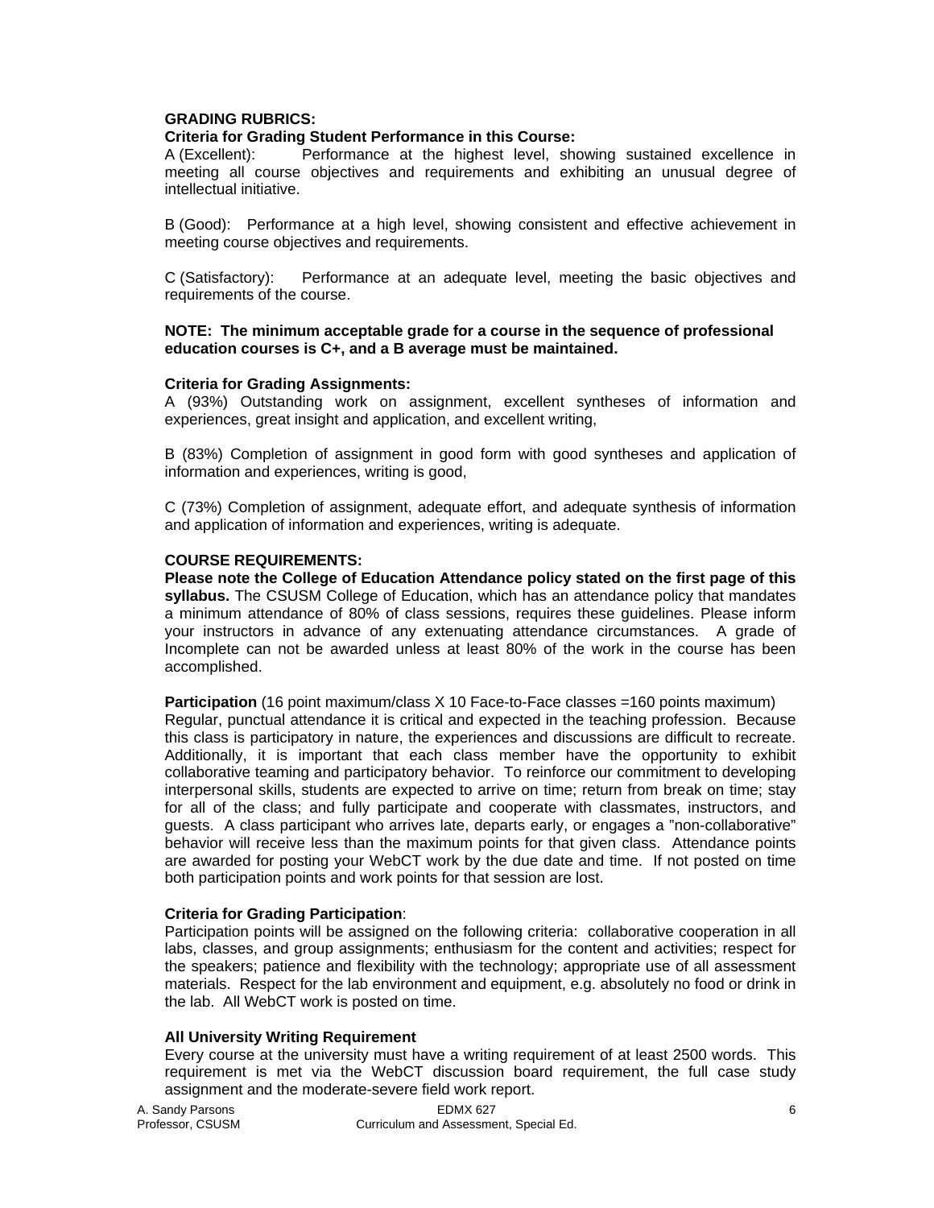**GRADING RUBRICS:**

**Criteria for Grading Student Performance in this Course:**

A (Excellent): Performance at the highest level, showing sustained excellence in meeting all course objectives and requirements and exhibiting an unusual degree of intellectual initiative.

B (Good): Performance at a high level, showing consistent and effective achievement in meeting course objectives and requirements.

C (Satisfactory): Performance at an adequate level, meeting the basic objectives and requirements of the course.

**NOTE: The minimum acceptable grade for a course in the sequence of professional education courses is C+, and a B average must be maintained.**

**Criteria for Grading Assignments:**

A (93%) Outstanding work on assignment, excellent syntheses of information and experiences, great insight and application, and excellent writing,

B (83%) Completion of assignment in good form with good syntheses and application of information and experiences, writing is good,

C (73%) Completion of assignment, adequate effort, and adequate synthesis of information and application of information and experiences, writing is adequate.

**COURSE REQUIREMENTS:**

**Please note the College of Education Attendance policy stated on the first page of this syllabus.** The CSUSM College of Education, which has an attendance policy that mandates a minimum attendance of 80% of class sessions, requires these guidelines. Please inform your instructors in advance of any extenuating attendance circumstances. A grade of Incomplete can not be awarded unless at least 80% of the work in the course has been accomplished.

**Participation** (16 point maximum/class X 10 Face-to-Face classes =160 points maximum)
Regular, punctual attendance it is critical and expected in the teaching profession. Because this class is participatory in nature, the experiences and discussions are difficult to recreate. Additionally, it is important that each class member have the opportunity to exhibit collaborative teaming and participatory behavior. To reinforce our commitment to developing interpersonal skills, students are expected to arrive on time; return from break on time; stay for all of the class; and fully participate and cooperate with classmates, instructors, and guests. A class participant who arrives late, departs early, or engages a "non-collaborative" behavior will receive less than the maximum points for that given class. Attendance points are awarded for posting your WebCT work by the due date and time. If not posted on time both participation points and work points for that session are lost.

**Criteria for Grading Participation**:

Participation points will be assigned on the following criteria: collaborative cooperation in all labs, classes, and group assignments; enthusiasm for the content and activities; respect for the speakers; patience and flexibility with the technology; appropriate use of all assessment materials. Respect for the lab environment and equipment, e.g. absolutely no food or drink in the lab. All WebCT work is posted on time.

**All University Writing Requirement**

Every course at the university must have a writing requirement of at least 2500 words. This requirement is met via the WebCT discussion board requirement, the full case study assignment and the moderate-severe field work report.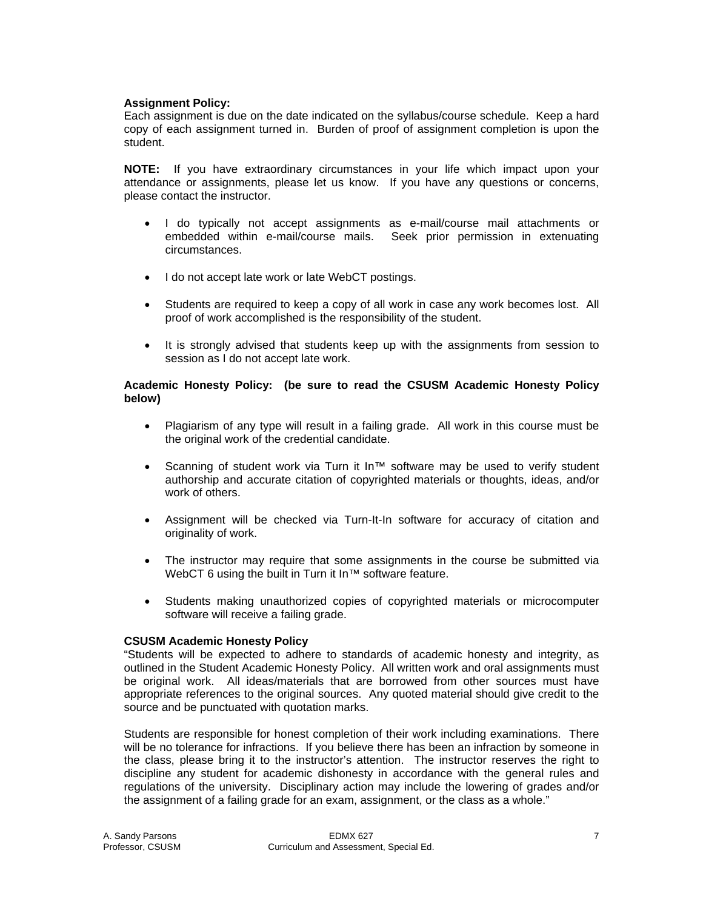**Assignment Policy:**
Each assignment is due on the date indicated on the syllabus/course schedule. Keep a hard copy of each assignment turned in. Burden of proof of assignment completion is upon the student.

**NOTE:** If you have extraordinary circumstances in your life which impact upon your attendance or assignments, please let us know. If you have any questions or concerns, please contact the instructor.

- I do typically not accept assignments as e-mail/course mail attachments or embedded within e-mail/course mails. Seek prior permission in extenuating circumstances.
- I do not accept late work or late WebCT postings.
- Students are required to keep a copy of all work in case any work becomes lost. All proof of work accomplished is the responsibility of the student.
- It is strongly advised that students keep up with the assignments from session to session as I do not accept late work.

**Academic Honesty Policy: (be sure to read the CSUSM Academic Honesty Policy below)**

- Plagiarism of any type will result in a failing grade. All work in this course must be the original work of the credential candidate.
- Scanning of student work via Turn it In™ software may be used to verify student authorship and accurate citation of copyrighted materials or thoughts, ideas, and/or work of others.
- Assignment will be checked via Turn-It-In software for accuracy of citation and originality of work.
- The instructor may require that some assignments in the course be submitted via WebCT 6 using the built in Turn it In™ software feature.
- Students making unauthorized copies of copyrighted materials or microcomputer software will receive a failing grade.

**CSUSM Academic Honesty Policy**
"Students will be expected to adhere to standards of academic honesty and integrity, as outlined in the Student Academic Honesty Policy. All written work and oral assignments must be original work. All ideas/materials that are borrowed from other sources must have appropriate references to the original sources. Any quoted material should give credit to the source and be punctuated with quotation marks.

Students are responsible for honest completion of their work including examinations. There will be no tolerance for infractions. If you believe there has been an infraction by someone in the class, please bring it to the instructor's attention. The instructor reserves the right to discipline any student for academic dishonesty in accordance with the general rules and regulations of the university. Disciplinary action may include the lowering of grades and/or the assignment of a failing grade for an exam, assignment, or the class as a whole."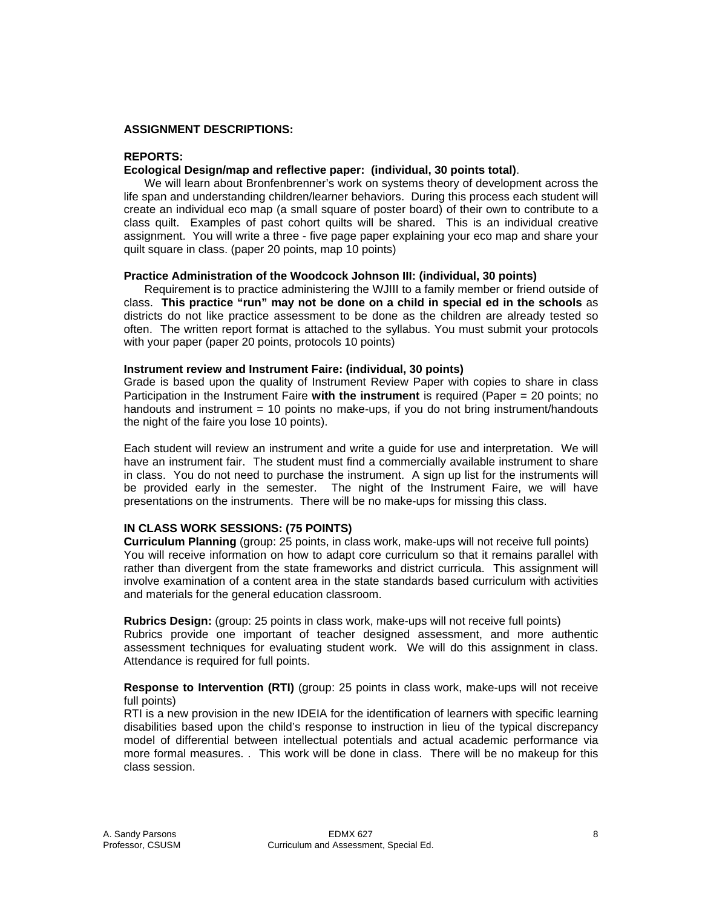**ASSIGNMENT DESCRIPTIONS:**

**REPORTS:**

**Ecological Design/map and reflective paper: (individual, 30 points total)**.

We will learn about Bronfenbrenner's work on systems theory of development across the life span and understanding children/learner behaviors. During this process each student will create an individual eco map (a small square of poster board) of their own to contribute to a class quilt. Examples of past cohort quilts will be shared. This is an individual creative assignment. You will write a three - five page paper explaining your eco map and share your quilt square in class. (paper 20 points, map 10 points)

**Practice Administration of the Woodcock Johnson III: (individual, 30 points)**

Requirement is to practice administering the WJIII to a family member or friend outside of class. **This practice "run" may not be done on a child in special ed in the schools** as districts do not like practice assessment to be done as the children are already tested so often. The written report format is attached to the syllabus. You must submit your protocols with your paper (paper 20 points, protocols 10 points)

**Instrument review and Instrument Faire: (individual, 30 points)**

Grade is based upon the quality of Instrument Review Paper with copies to share in class Participation in the Instrument Faire **with the instrument** is required (Paper = 20 points; no handouts and instrument = 10 points no make-ups, if you do not bring instrument/handouts the night of the faire you lose 10 points).

Each student will review an instrument and write a guide for use and interpretation. We will have an instrument fair. The student must find a commercially available instrument to share in class. You do not need to purchase the instrument. A sign up list for the instruments will be provided early in the semester. The night of the Instrument Faire, we will have presentations on the instruments. There will be no make-ups for missing this class.

**IN CLASS WORK SESSIONS: (75 POINTS)**

**Curriculum Planning** (group: 25 points, in class work, make-ups will not receive full points)
You will receive information on how to adapt core curriculum so that it remains parallel with rather than divergent from the state frameworks and district curricula. This assignment will involve examination of a content area in the state standards based curriculum with activities and materials for the general education classroom.

**Rubrics Design:** (group: 25 points in class work, make-ups will not receive full points)
Rubrics provide one important of teacher designed assessment, and more authentic assessment techniques for evaluating student work. We will do this assignment in class. Attendance is required for full points.

**Response to Intervention (RTI)** (group: 25 points in class work, make-ups will not receive full points)
RTI is a new provision in the new IDEIA for the identification of learners with specific learning disabilities based upon the child's response to instruction in lieu of the typical discrepancy model of differential between intellectual potentials and actual academic performance via more formal measures. . This work will be done in class. There will be no makeup for this class session.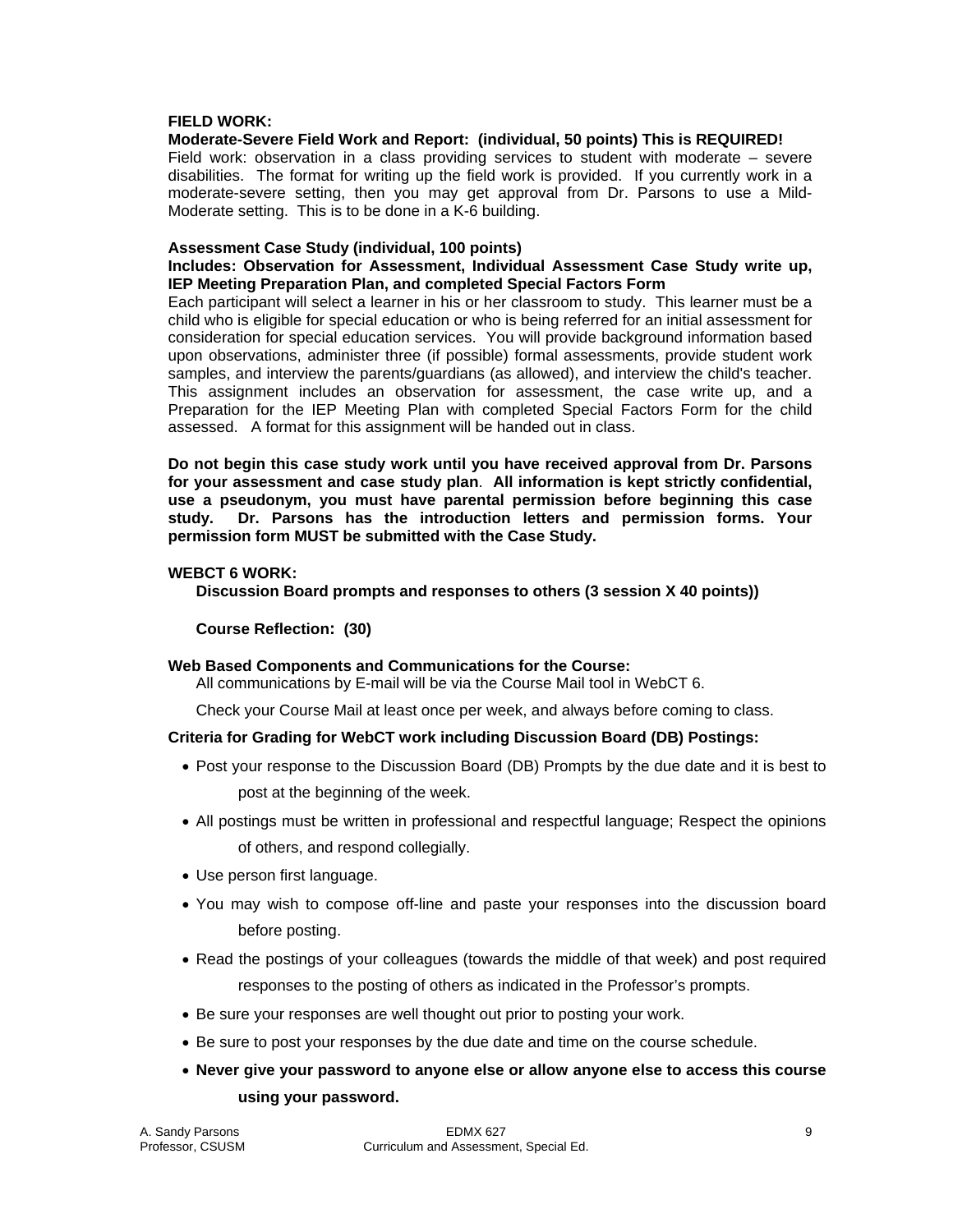**FIELD WORK:**

**Moderate-Severe Field Work and Report: (individual, 50 points) This is REQUIRED!**

Field work: observation in a class providing services to student with moderate – severe disabilities. The format for writing up the field work is provided. If you currently work in a moderate-severe setting, then you may get approval from Dr. Parsons to use a Mild-Moderate setting. This is to be done in a K-6 building.

**Assessment Case Study (individual, 100 points)**

**Includes: Observation for Assessment, Individual Assessment Case Study write up, IEP Meeting Preparation Plan, and completed Special Factors Form**

Each participant will select a learner in his or her classroom to study. This learner must be a child who is eligible for special education or who is being referred for an initial assessment for consideration for special education services. You will provide background information based upon observations, administer three (if possible) formal assessments, provide student work samples, and interview the parents/guardians (as allowed), and interview the child's teacher. This assignment includes an observation for assessment, the case write up, and a Preparation for the IEP Meeting Plan with completed Special Factors Form for the child assessed. A format for this assignment will be handed out in class.

**Do not begin this case study work until you have received approval from Dr. Parsons for your assessment and case study plan**. **All information is kept strictly confidential, use a pseudonym, you must have parental permission before beginning this case study. Dr. Parsons has the introduction letters and permission forms. Your permission form MUST be submitted with the Case Study.**

**WEBCT 6 WORK:**

**Discussion Board prompts and responses to others (3 session X 40 points))**

**Course Reflection: (30)**

**Web Based Components and Communications for the Course:**

All communications by E-mail will be via the Course Mail tool in WebCT 6.

Check your Course Mail at least once per week, and always before coming to class.

**Criteria for Grading for WebCT work including Discussion Board (DB) Postings:**

- Post your response to the Discussion Board (DB) Prompts by the due date and it is best to post at the beginning of the week.
- All postings must be written in professional and respectful language; Respect the opinions of others, and respond collegially.
- Use person first language.
- You may wish to compose off-line and paste your responses into the discussion board before posting.
- Read the postings of your colleagues (towards the middle of that week) and post required responses to the posting of others as indicated in the Professor's prompts.
- Be sure your responses are well thought out prior to posting your work.
- Be sure to post your responses by the due date and time on the course schedule.
- **Never give your password to anyone else or allow anyone else to access this course using your password.**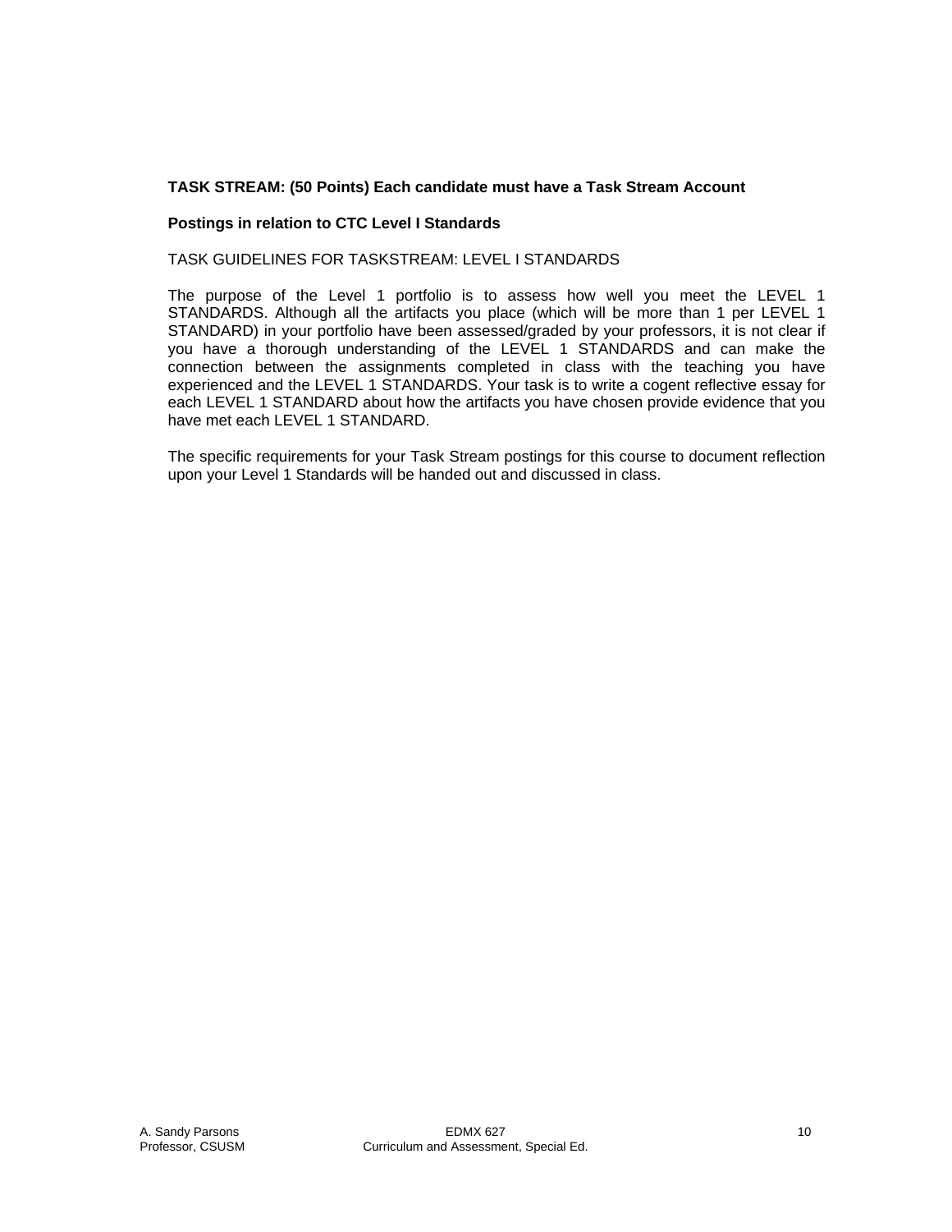**TASK STREAM: (50 Points) Each candidate must have a Task Stream Account**

**Postings in relation to CTC Level I Standards**

TASK GUIDELINES FOR TASKSTREAM: LEVEL I STANDARDS

The purpose of the Level 1 portfolio is to assess how well you meet the LEVEL 1 STANDARDS. Although all the artifacts you place (which will be more than 1 per LEVEL 1 STANDARD) in your portfolio have been assessed/graded by your professors, it is not clear if you have a thorough understanding of the LEVEL 1 STANDARDS and can make the connection between the assignments completed in class with the teaching you have experienced and the LEVEL 1 STANDARDS. Your task is to write a cogent reflective essay for each LEVEL 1 STANDARD about how the artifacts you have chosen provide evidence that you have met each LEVEL 1 STANDARD.

The specific requirements for your Task Stream postings for this course to document reflection upon your Level 1 Standards will be handed out and discussed in class.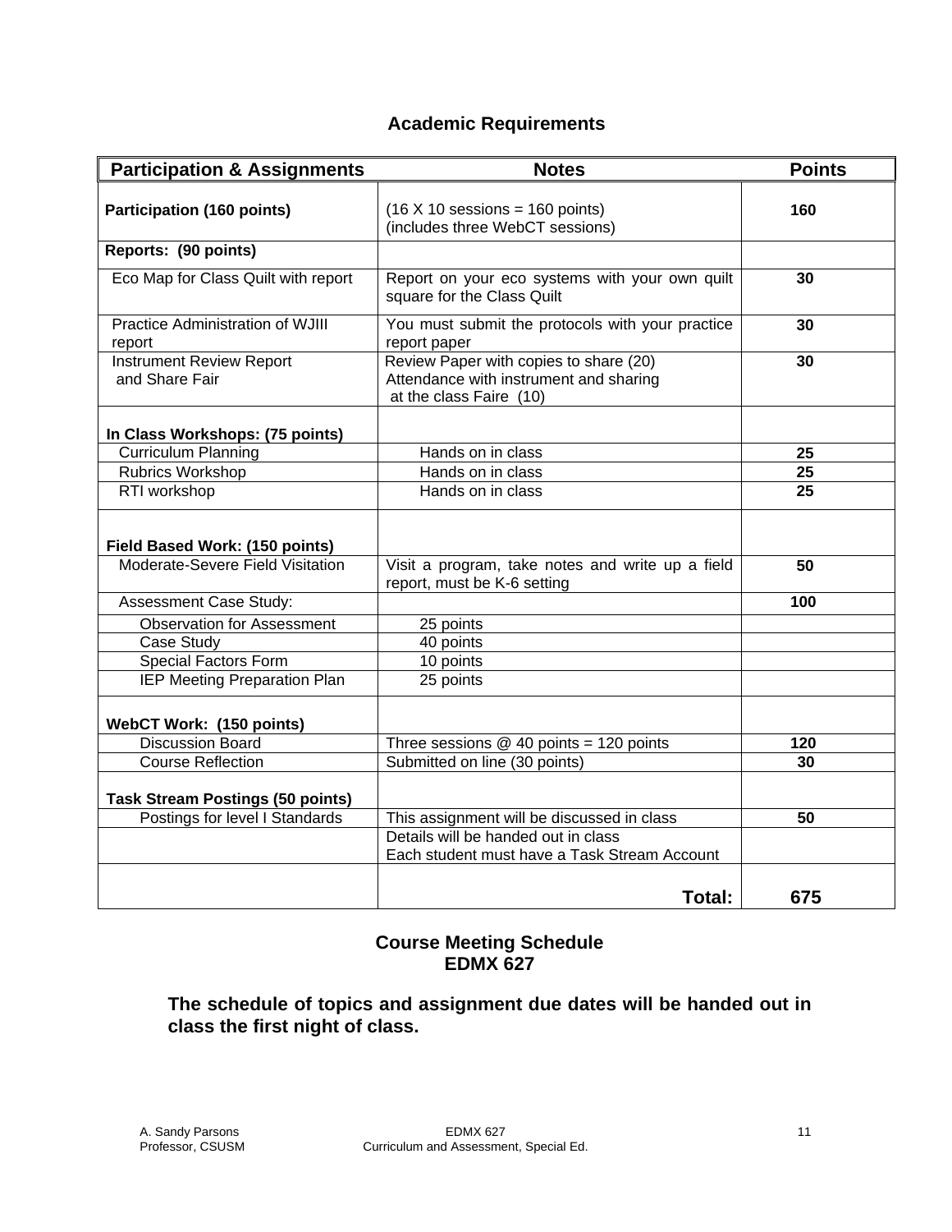## Academic Requirements

| Participation & Assignments | Notes | Points |
|---|---|---|
| **Participation (160 points)** | (16 X 10 sessions = 160 points) (includes three WebCT sessions) | **160** |
| **Reports: (90 points)** | | |
| Eco Map for Class Quilt with report | Report on your eco systems with your own quilt square for the Class Quilt | **30** |
| Practice Administration of WJIII report | You must submit the protocols with your practice report paper | **30** |
| Instrument Review Report and Share Fair | Review Paper with copies to share (20) Attendance with instrument and sharing at the class Faire (10) | **30** |
| **In Class Workshops: (75 points)** | | |
| Curriculum Planning | Hands on in class | **25** |
| Rubrics Workshop | Hands on in class | **25** |
| RTI workshop | Hands on in class | **25** |
| **Field Based Work: (150 points)** | | |
| Moderate-Severe Field Visitation | Visit a program, take notes and write up a field report, must be K-6 setting | **50** |
| Assessment Case Study: | | **100** |
| Observation for Assessment | 25 points | |
| Case Study | 40 points | |
| Special Factors Form | 10 points | |
| IEP Meeting Preparation Plan | 25 points | |
| **WebCT Work: (150 points)** | | |
| Discussion Board | Three sessions @ 40 points = 120 points | **120** |
| Course Reflection | Submitted on line (30 points) | **30** |
| **Task Stream Postings (50 points)** | | |
| Postings for level I Standards | This assignment will be discussed in class | **50** |
| | Details will be handed out in class Each student must have a Task Stream Account | |
| | **Total:** | **675** |

## Course Meeting Schedule
## EDMX 627

**The schedule of topics and assignment due dates will be handed out in class the first night of class.**